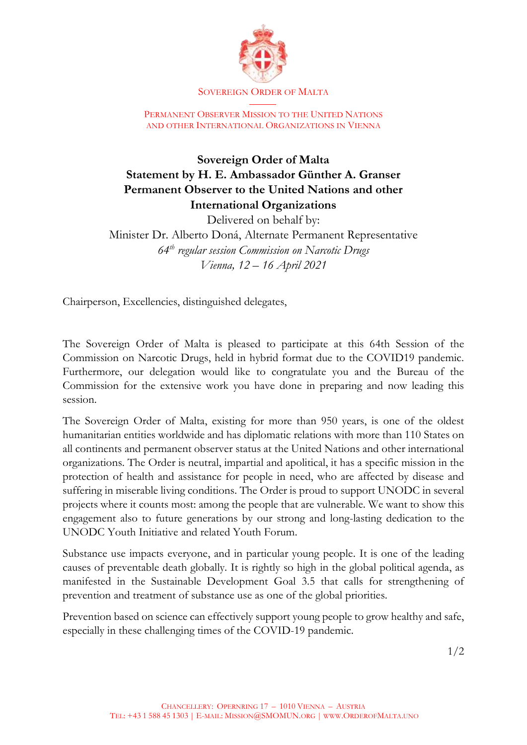SOVEREIGN ORDER OF MALTA

PERMANENT OBSERVER MISSION TO THE UNITED NATIONS AND OTHER INTERNATIONAL ORGANIZATIONS IN VIENNA

**Sovereign Order of Malta**
**Statement by H. E. Ambassador Günther A. Granser**
**Permanent Observer to the United Nations and other International Organizations**

Delivered on behalf by:
Minister Dr. Alberto Doná, Alternate Permanent Representative
*64th regular session Commission on Narcotic Drugs*
*Vienna, 12 – 16 April 2021*

Chairperson, Excellencies, distinguished delegates,

The Sovereign Order of Malta is pleased to participate at this 64th Session of the Commission on Narcotic Drugs, held in hybrid format due to the COVID19 pandemic. Furthermore, our delegation would like to congratulate you and the Bureau of the Commission for the extensive work you have done in preparing and now leading this session.

The Sovereign Order of Malta, existing for more than 950 years, is one of the oldest humanitarian entities worldwide and has diplomatic relations with more than 110 States on all continents and permanent observer status at the United Nations and other international organizations. The Order is neutral, impartial and apolitical, it has a specific mission in the protection of health and assistance for people in need, who are affected by disease and suffering in miserable living conditions. The Order is proud to support UNODC in several projects where it counts most: among the people that are vulnerable. We want to show this engagement also to future generations by our strong and long-lasting dedication to the UNODC Youth Initiative and related Youth Forum.

Substance use impacts everyone, and in particular young people. It is one of the leading causes of preventable death globally. It is rightly so high in the global political agenda, as manifested in the Sustainable Development Goal 3.5 that calls for strengthening of prevention and treatment of substance use as one of the global priorities.

Prevention based on science can effectively support young people to grow healthy and safe, especially in these challenging times of the COVID-19 pandemic.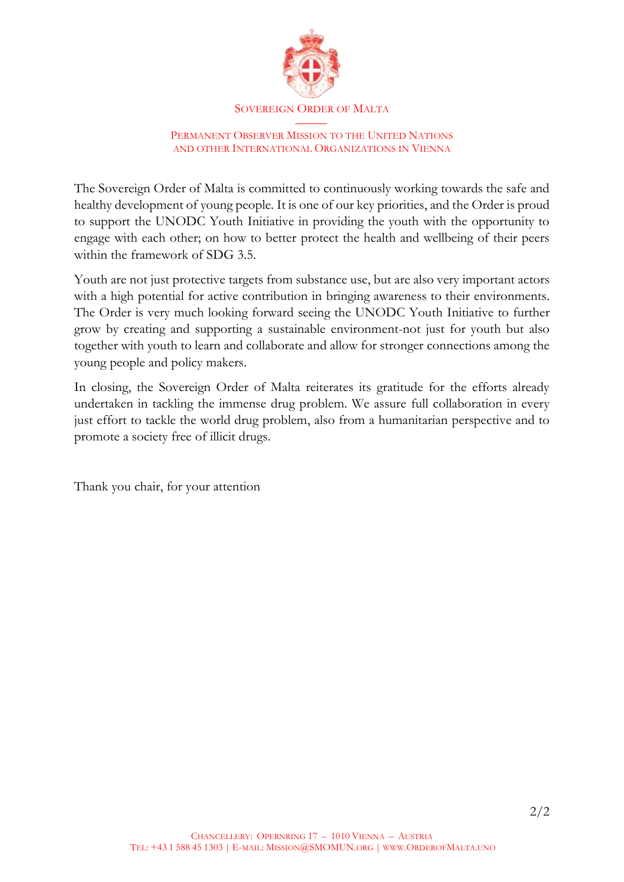SOVEREIGN ORDER OF MALTA

PERMANENT OBSERVER MISSION TO THE UNITED NATIONS
AND OTHER INTERNATIONAL ORGANIZATIONS IN VIENNA

The Sovereign Order of Malta is committed to continuously working towards the safe and healthy development of young people. It is one of our key priorities, and the Order is proud to support the UNODC Youth Initiative in providing the youth with the opportunity to engage with each other; on how to better protect the health and wellbeing of their peers within the framework of SDG 3.5.

Youth are not just protective targets from substance use, but are also very important actors with a high potential for active contribution in bringing awareness to their environments. The Order is very much looking forward seeing the UNODC Youth Initiative to further grow by creating and supporting a sustainable environment-not just for youth but also together with youth to learn and collaborate and allow for stronger connections among the young people and policy makers.

In closing, the Sovereign Order of Malta reiterates its gratitude for the efforts already undertaken in tackling the immense drug problem. We assure full collaboration in every just effort to tackle the world drug problem, also from a humanitarian perspective and to promote a society free of illicit drugs.

Thank you chair, for your attention

CHANCELLERY: OPERNRING 17 – 1010 VIENNA – AUSTRIA
TEL: +43 1 588 45 1303 | E-MAIL: MISSION@SMOMUN.ORG | WWW.ORDEROFMALTA.UNO